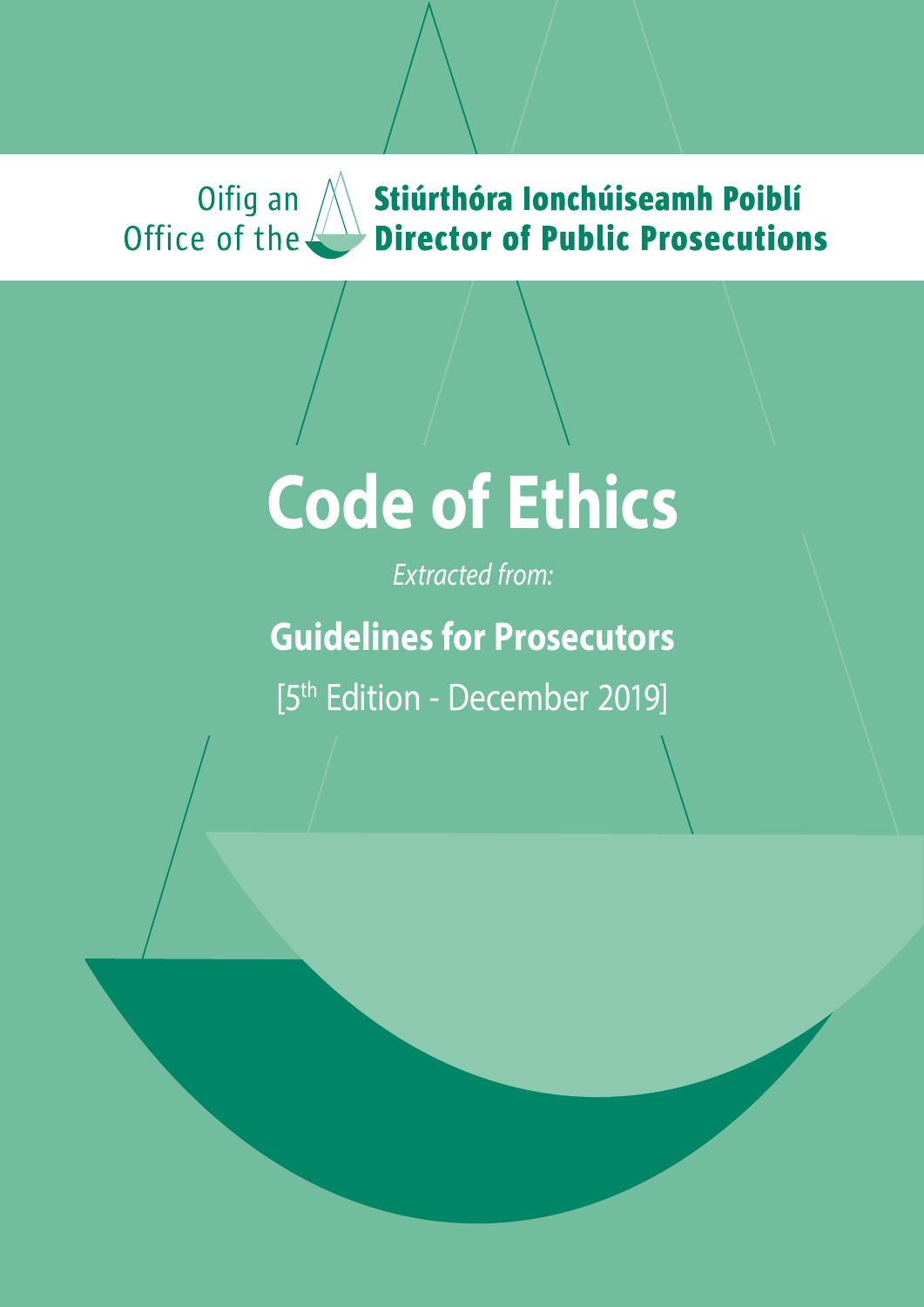Oifig an Stiúrthóra Ionchúiseamh Poiblí
Office of the Director of Public Prosecutions

# Code of Ethics

*Extracted from:*

## Guidelines for Prosecutors

[5th Edition - December 2019]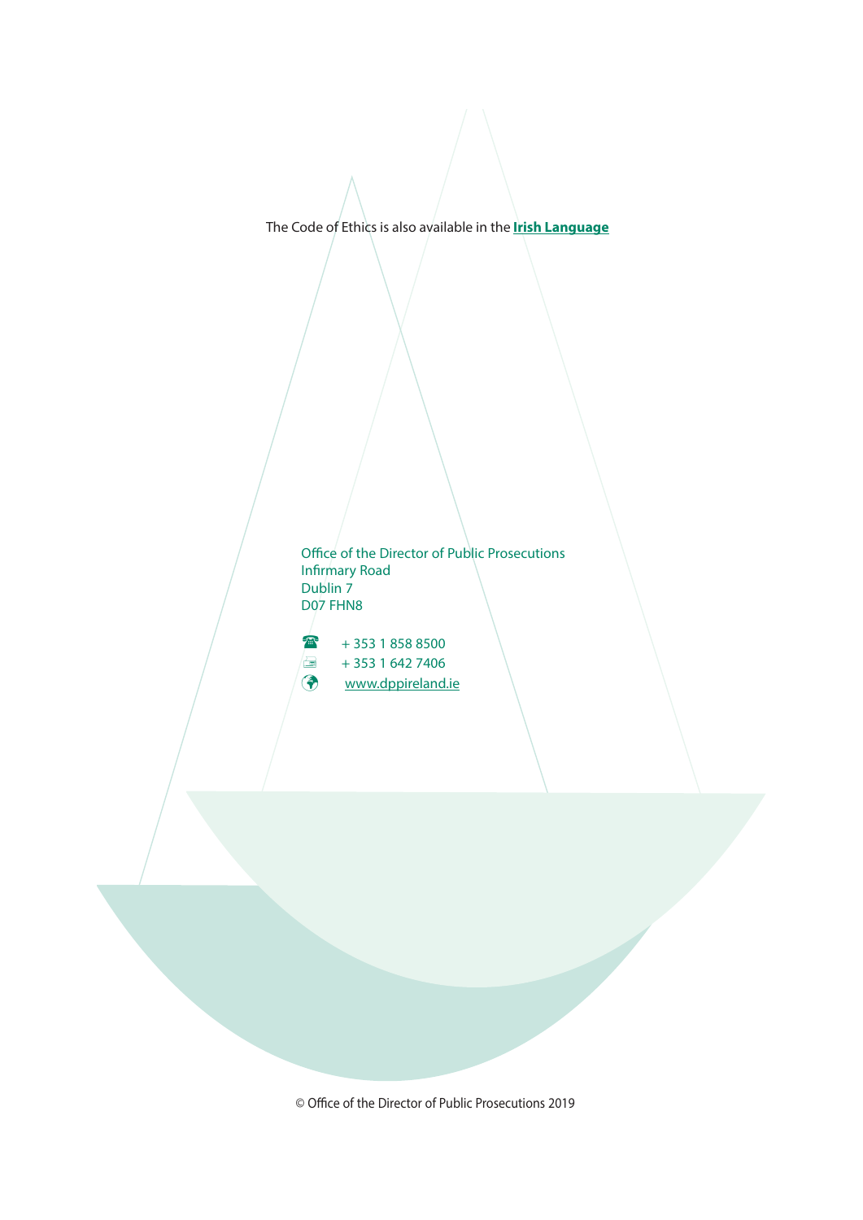The Code of Ethics is also available in the **Irish Language**

Office of the Director of Public Prosecutions
Infirmary Road
Dublin 7
D07 FHN8

☎ + 353 1 858 8500
+ 353 1 642 7406
www.dppireland.ie

© Office of the Director of Public Prosecutions 2019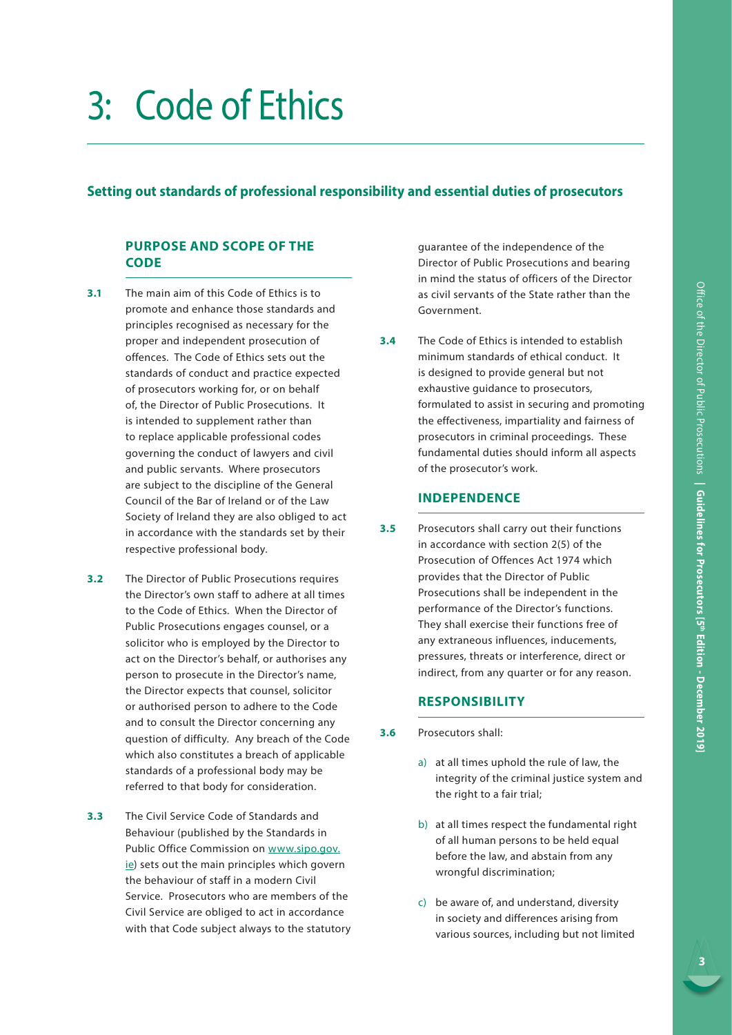# 3: Code of Ethics

**Setting out standards of professional responsibility and essential duties of prosecutors**

### PURPOSE AND SCOPE OF THE CODE

**3.1** The main aim of this Code of Ethics is to promote and enhance those standards and principles recognised as necessary for the proper and independent prosecution of offences. The Code of Ethics sets out the standards of conduct and practice expected of prosecutors working for, or on behalf of, the Director of Public Prosecutions. It is intended to supplement rather than to replace applicable professional codes governing the conduct of lawyers and civil and public servants. Where prosecutors are subject to the discipline of the General Council of the Bar of Ireland or of the Law Society of Ireland they are also obliged to act in accordance with the standards set by their respective professional body.

**3.2** The Director of Public Prosecutions requires the Director's own staff to adhere at all times to the Code of Ethics. When the Director of Public Prosecutions engages counsel, or a solicitor who is employed by the Director to act on the Director's behalf, or authorises any person to prosecute in the Director's name, the Director expects that counsel, solicitor or authorised person to adhere to the Code and to consult the Director concerning any question of difficulty. Any breach of the Code which also constitutes a breach of applicable standards of a professional body may be referred to that body for consideration.

**3.3** The Civil Service Code of Standards and Behaviour (published by the Standards in Public Office Commission on www.sipo.gov.ie) sets out the main principles which govern the behaviour of staff in a modern Civil Service. Prosecutors who are members of the Civil Service are obliged to act in accordance with that Code subject always to the statutory guarantee of the independence of the Director of Public Prosecutions and bearing in mind the status of officers of the Director as civil servants of the State rather than the Government.

**3.4** The Code of Ethics is intended to establish minimum standards of ethical conduct. It is designed to provide general but not exhaustive guidance to prosecutors, formulated to assist in securing and promoting the effectiveness, impartiality and fairness of prosecutors in criminal proceedings. These fundamental duties should inform all aspects of the prosecutor's work.

### INDEPENDENCE

**3.5** Prosecutors shall carry out their functions in accordance with section 2(5) of the Prosecution of Offences Act 1974 which provides that the Director of Public Prosecutions shall be independent in the performance of the Director's functions. They shall exercise their functions free of any extraneous influences, inducements, pressures, threats or interference, direct or indirect, from any quarter or for any reason.

### RESPONSIBILITY

**3.6** Prosecutors shall:

a) at all times uphold the rule of law, the integrity of the criminal justice system and the right to a fair trial;

b) at all times respect the fundamental right of all human persons to be held equal before the law, and abstain from any wrongful discrimination;

c) be aware of, and understand, diversity in society and differences arising from various sources, including but not limited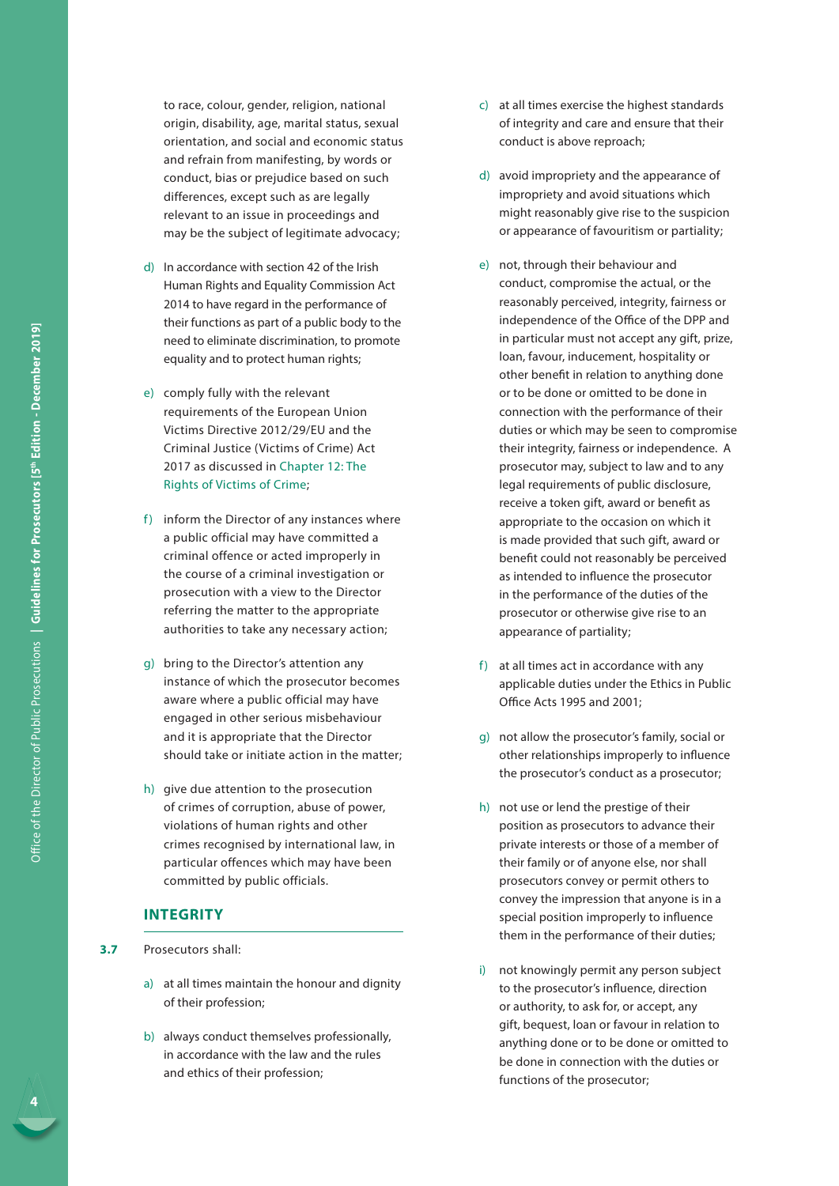to race, colour, gender, religion, national origin, disability, age, marital status, sexual orientation, and social and economic status and refrain from manifesting, by words or conduct, bias or prejudice based on such differences, except such as are legally relevant to an issue in proceedings and may be the subject of legitimate advocacy;

d) In accordance with section 42 of the Irish Human Rights and Equality Commission Act 2014 to have regard in the performance of their functions as part of a public body to the need to eliminate discrimination, to promote equality and to protect human rights;

e) comply fully with the relevant requirements of the European Union Victims Directive 2012/29/EU and the Criminal Justice (Victims of Crime) Act 2017 as discussed in Chapter 12: The Rights of Victims of Crime;

f) inform the Director of any instances where a public official may have committed a criminal offence or acted improperly in the course of a criminal investigation or prosecution with a view to the Director referring the matter to the appropriate authorities to take any necessary action;

g) bring to the Director's attention any instance of which the prosecutor becomes aware where a public official may have engaged in other serious misbehaviour and it is appropriate that the Director should take or initiate action in the matter;

h) give due attention to the prosecution of crimes of corruption, abuse of power, violations of human rights and other crimes recognised by international law, in particular offences which may have been committed by public officials.

## INTEGRITY

**3.7** Prosecutors shall:

a) at all times maintain the honour and dignity of their profession;

b) always conduct themselves professionally, in accordance with the law and the rules and ethics of their profession;

c) at all times exercise the highest standards of integrity and care and ensure that their conduct is above reproach;

d) avoid impropriety and the appearance of impropriety and avoid situations which might reasonably give rise to the suspicion or appearance of favouritism or partiality;

e) not, through their behaviour and conduct, compromise the actual, or the reasonably perceived, integrity, fairness or independence of the Office of the DPP and in particular must not accept any gift, prize, loan, favour, inducement, hospitality or other benefit in relation to anything done or to be done or omitted to be done in connection with the performance of their duties or which may be seen to compromise their integrity, fairness or independence. A prosecutor may, subject to law and to any legal requirements of public disclosure, receive a token gift, award or benefit as appropriate to the occasion on which it is made provided that such gift, award or benefit could not reasonably be perceived as intended to influence the prosecutor in the performance of the duties of the prosecutor or otherwise give rise to an appearance of partiality;

f) at all times act in accordance with any applicable duties under the Ethics in Public Office Acts 1995 and 2001;

g) not allow the prosecutor's family, social or other relationships improperly to influence the prosecutor's conduct as a prosecutor;

h) not use or lend the prestige of their position as prosecutors to advance their private interests or those of a member of their family or of anyone else, nor shall prosecutors convey or permit others to convey the impression that anyone is in a special position improperly to influence them in the performance of their duties;

i) not knowingly permit any person subject to the prosecutor's influence, direction or authority, to ask for, or accept, any gift, bequest, loan or favour in relation to anything done or to be done or omitted to be done in connection with the duties or functions of the prosecutor;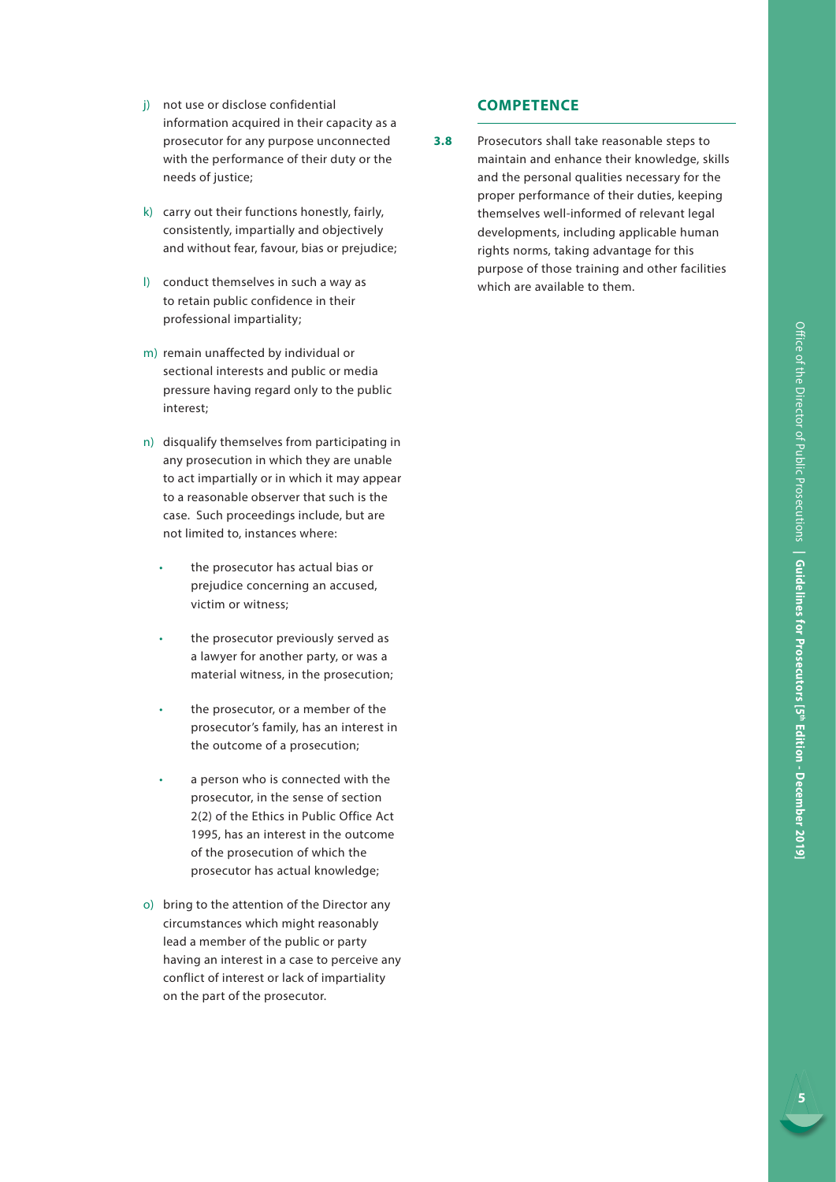j) not use or disclose confidential information acquired in their capacity as a prosecutor for any purpose unconnected with the performance of their duty or the needs of justice;

k) carry out their functions honestly, fairly, consistently, impartially and objectively and without fear, favour, bias or prejudice;

l) conduct themselves in such a way as to retain public confidence in their professional impartiality;

m) remain unaffected by individual or sectional interests and public or media pressure having regard only to the public interest;

n) disqualify themselves from participating in any prosecution in which they are unable to act impartially or in which it may appear to a reasonable observer that such is the case. Such proceedings include, but are not limited to, instances where:

   - the prosecutor has actual bias or prejudice concerning an accused, victim or witness;
   - the prosecutor previously served as a lawyer for another party, or was a material witness, in the prosecution;
   - the prosecutor, or a member of the prosecutor's family, has an interest in the outcome of a prosecution;
   - a person who is connected with the prosecutor, in the sense of section 2(2) of the Ethics in Public Office Act 1995, has an interest in the outcome of the prosecution of which the prosecutor has actual knowledge;

o) bring to the attention of the Director any circumstances which might reasonably lead a member of the public or party having an interest in a case to perceive any conflict of interest or lack of impartiality on the part of the prosecutor.

## COMPETENCE

**3.8** Prosecutors shall take reasonable steps to maintain and enhance their knowledge, skills and the personal qualities necessary for the proper performance of their duties, keeping themselves well-informed of relevant legal developments, including applicable human rights norms, taking advantage for this purpose of those training and other facilities which are available to them.